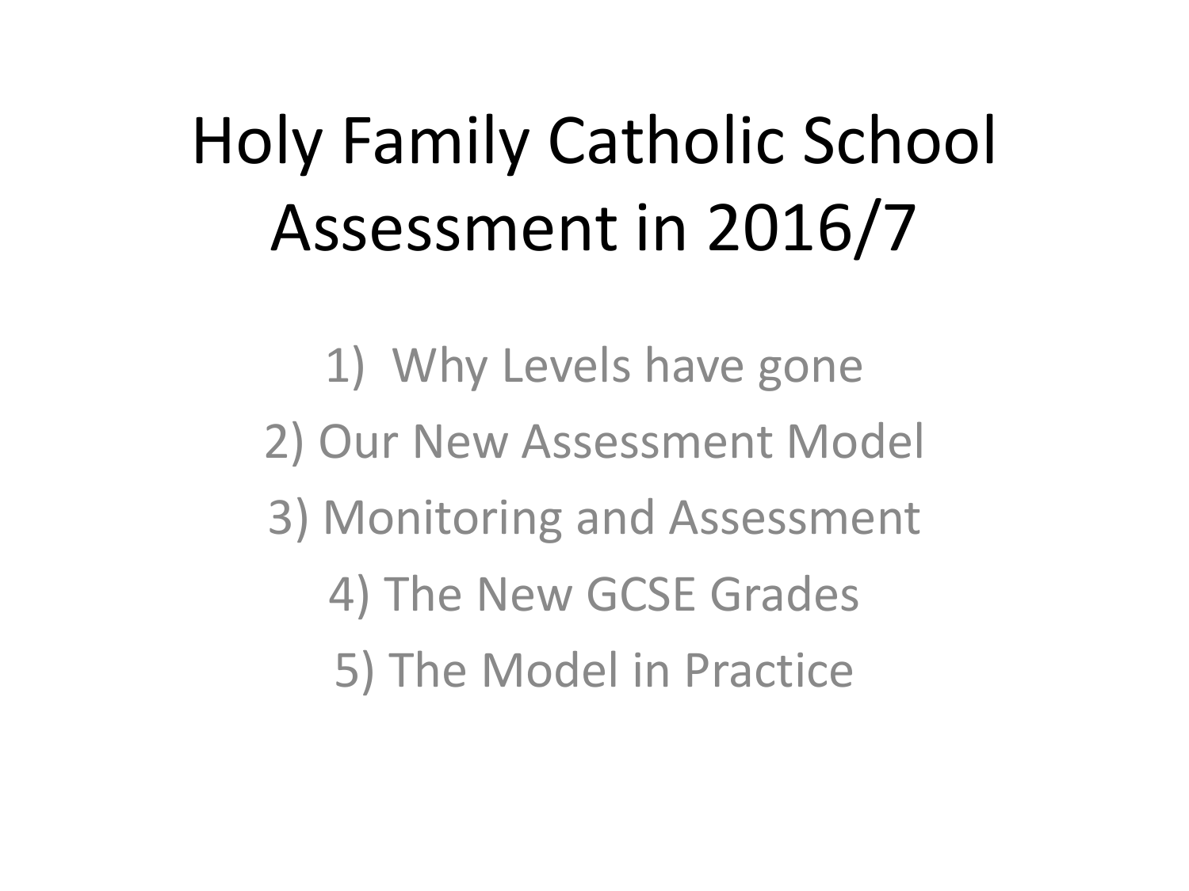# Holy Family Catholic School Assessment in 2016/7

1) Why Levels have gone
2) Our New Assessment Model
3) Monitoring and Assessment
4) The New GCSE Grades
5) The Model in Practice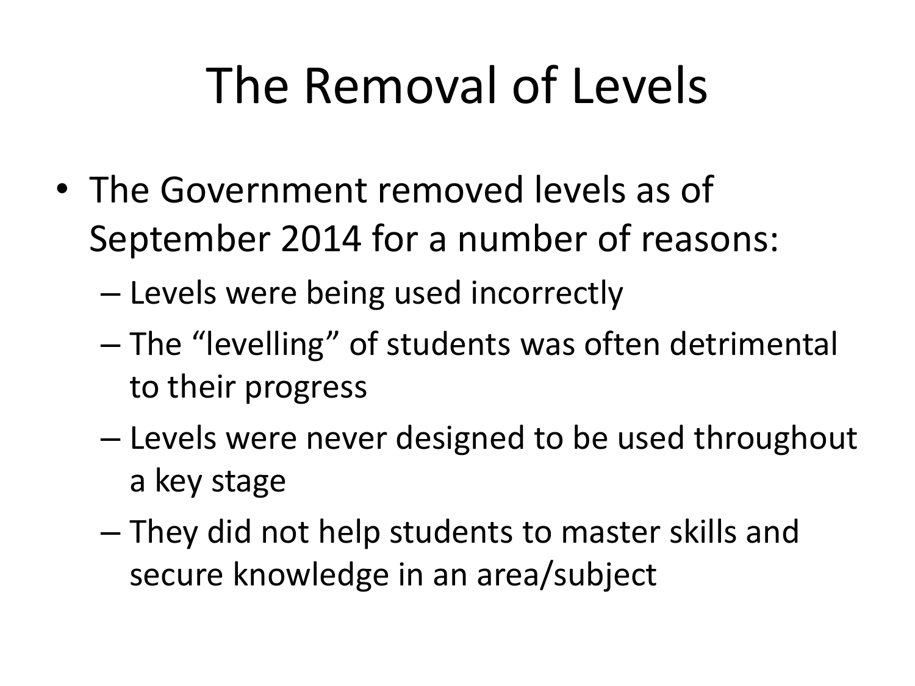# The Removal of Levels

- The Government removed levels as of September 2014 for a number of reasons:
  - Levels were being used incorrectly
  - The "levelling" of students was often detrimental to their progress
  - Levels were never designed to be used throughout a key stage
  - They did not help students to master skills and secure knowledge in an area/subject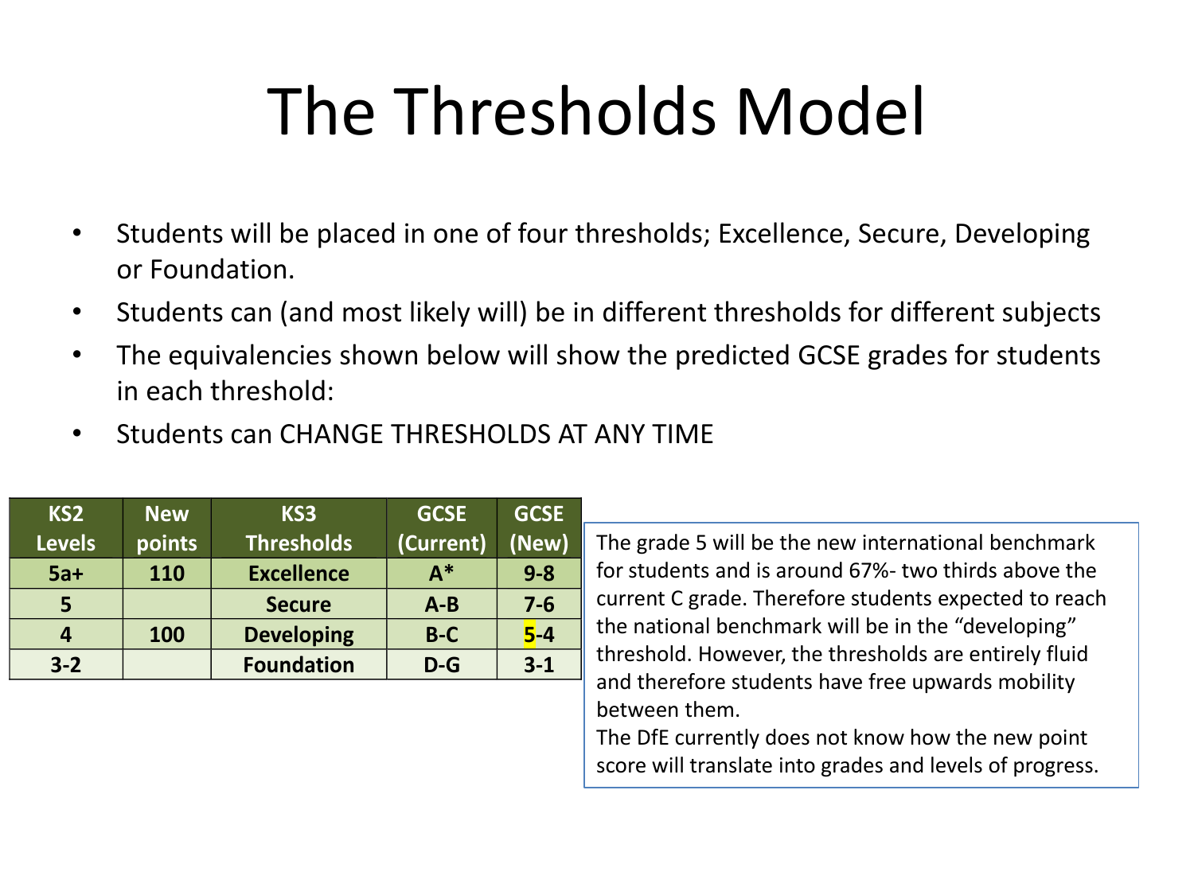# The Thresholds Model

- Students will be placed in one of four thresholds; Excellence, Secure, Developing or Foundation.
- Students can (and most likely will) be in different thresholds for different subjects
- The equivalencies shown below will show the predicted GCSE grades for students in each threshold:
- Students can CHANGE THRESHOLDS AT ANY TIME

| KS2 Levels | New points | KS3 Thresholds | GCSE (Current) | GCSE (New) |
|---|---|---|---|---|
| 5a+ | 110 | Excellence | A* | 9-8 |
| 5 | | Secure | A-B | 7-6 |
| 4 | 100 | Developing | B-C | 5-4 |
| 3-2 | | Foundation | D-G | 3-1 |

The grade 5 will be the new international benchmark for students and is around 67%- two thirds above the current C grade. Therefore students expected to reach the national benchmark will be in the "developing" threshold. However, the thresholds are entirely fluid and therefore students have free upwards mobility between them.
The DfE currently does not know how the new point score will translate into grades and levels of progress.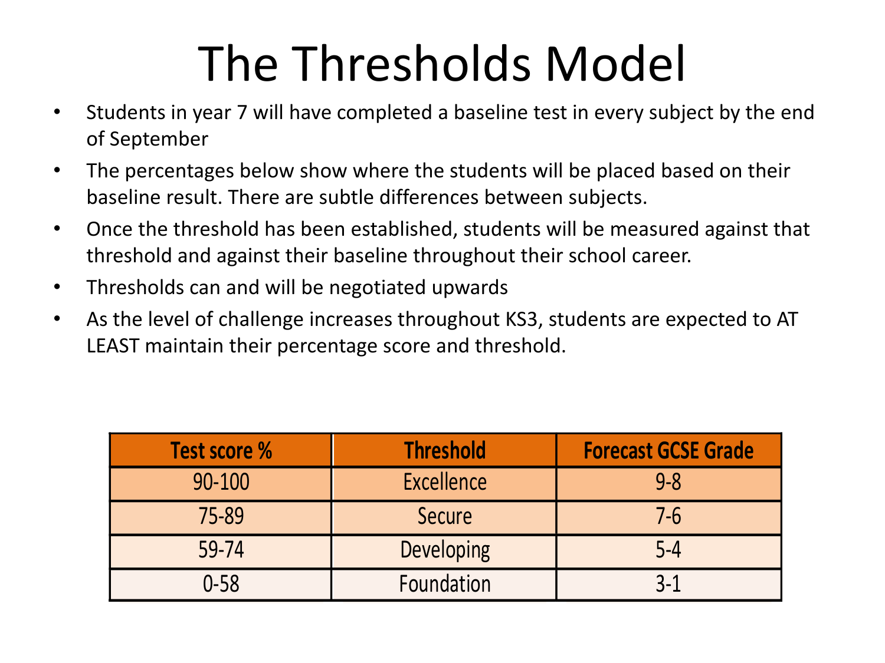# The Thresholds Model

- Students in year 7 will have completed a baseline test in every subject by the end of September
- The percentages below show where the students will be placed based on their baseline result. There are subtle differences between subjects.
- Once the threshold has been established, students will be measured against that threshold and against their baseline throughout their school career.
- Thresholds can and will be negotiated upwards
- As the level of challenge increases throughout KS3, students are expected to AT LEAST maintain their percentage score and threshold.

| Test score % | Threshold | Forecast GCSE Grade |
|---|---|---|
| 90-100 | Excellence | 9-8 |
| 75-89 | Secure | 7-6 |
| 59-74 | Developing | 5-4 |
| 0-58 | Foundation | 3-1 |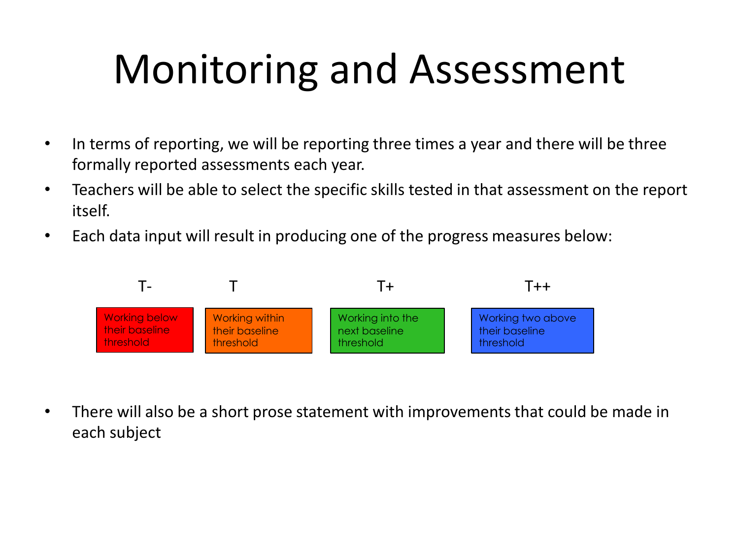# Monitoring and Assessment

- In terms of reporting, we will be reporting three times a year and there will be three formally reported assessments each year.
- Teachers will be able to select the specific skills tested in that assessment on the report itself.
- Each data input will result in producing one of the progress measures below:

| T- | T | T+ | T++ |
| --- | --- | --- | --- |
| Working below their baseline threshold | Working within their baseline threshold | Working into the next baseline threshold | Working two above their baseline threshold |

- There will also be a short prose statement with improvements that could be made in each subject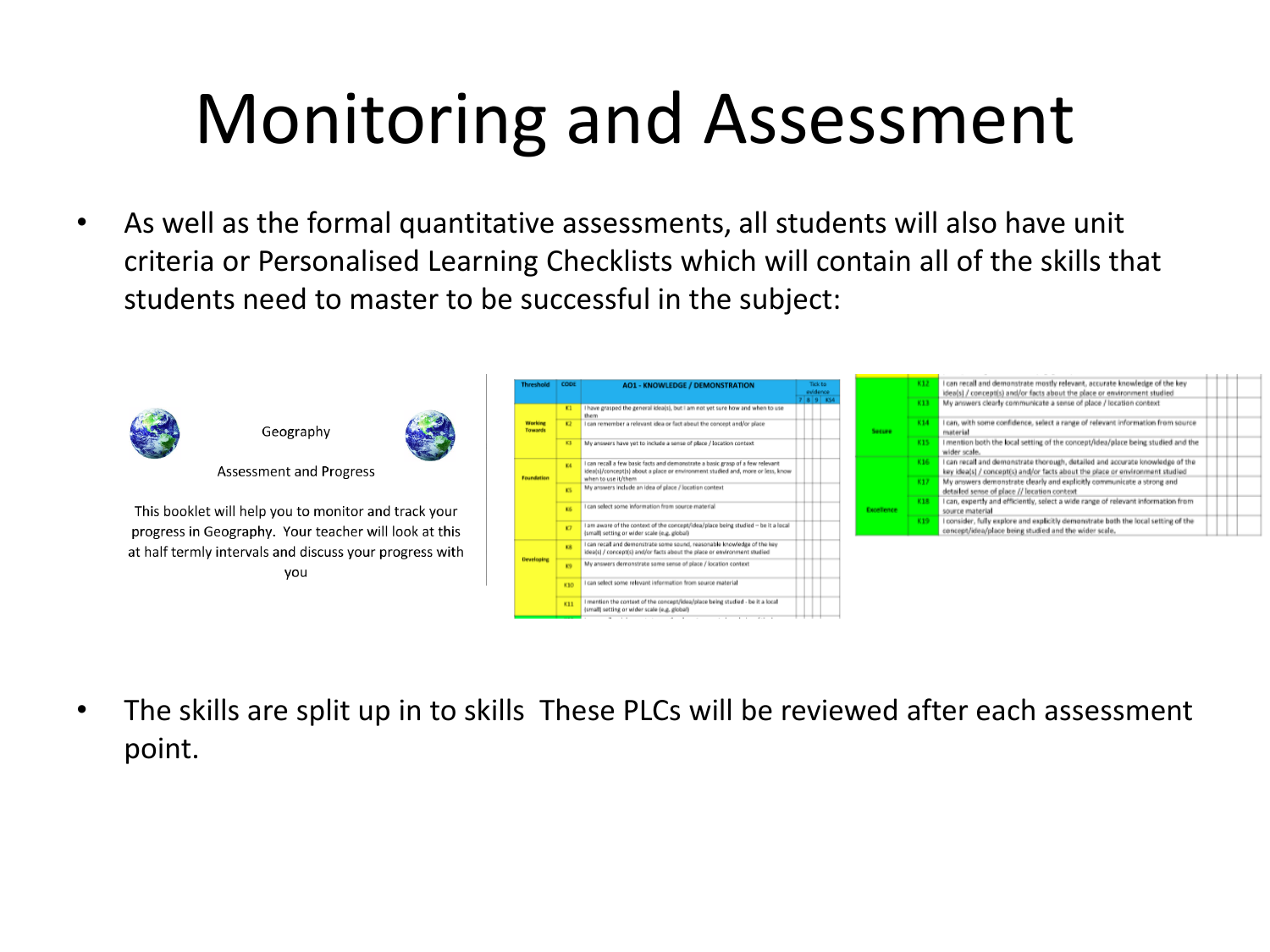# Monitoring and Assessment

- As well as the formal quantitative assessments, all students will also have unit criteria or Personalised Learning Checklists which will contain all of the skills that students need to master to be successful in the subject:

Geography

Assessment and Progress

This booklet will help you to monitor and track your progress in Geography. Your teacher will look at this at half termly intervals and discuss your progress with you

| Threshold | CODE | AO1 - KNOWLEDGE / DEMONSTRATION | Tick to evidence 7 | 8 | 9 | KS4 |
|---|---|---|---|---|---|---|
| Working Towards | K1 | I have grasped the general idea(s), but I am not yet sure how and when to use them | | | | |
| | K2 | I can remember a relevant idea or fact about the concept and/or place | | | | |
| | K3 | My answers have yet to include a sense of place / location context | | | | |
| Foundation | K4 | I can recall a few basic facts and demonstrate a basic grasp of a few relevant idea(s)/concept(s) about a place or environment studied and, more or less, know when to use it/them | | | | |
| | K5 | My answers include an idea of place / location context | | | | |
| | K6 | I can select some information from source material | | | | |
| | K7 | I am aware of the context of the concept/idea/place being studied – be it a local (small) setting or wider scale (e.g. global) | | | | |
| Developing | K8 | I can recall and demonstrate some sound, reasonable knowledge of the key idea(s) / concept(s) and/or facts about the place or environment studied | | | | |
| | K9 | My answers demonstrate some sense of place / location context | | | | |
| | K10 | I can select some relevant information from source material | | | | |
| | K11 | I mention the context of the concept/idea/place being studied - be it a local (small) setting or wider scale (e.g. global) | | | | |
| Secure | K12 | I can recall and demonstrate mostly relevant, accurate knowledge of the key idea(s) / concept(s) and/or facts about the place or environment studied | | | | |
| | K13 | My answers clearly communicate a sense of place / location context | | | | |
| | K14 | I can, with some confidence, select a range of relevant information from source material | | | | |
| | K15 | I mention both the local setting of the concept/idea/place being studied and the wider scale. | | | | |
| Excellence | K16 | I can recall and demonstrate thorough, detailed and accurate knowledge of the key idea(s) / concept(s) and/or facts about the place or environment studied | | | | |
| | K17 | My answers demonstrate clearly and explicitly communicate a strong and detailed sense of place // location context | | | | |
| | K18 | I can, expertly and efficiently, select a wide range of relevant information from source material | | | | |
| | K19 | I consider, fully explore and explicitly demonstrate both the local setting of the concept/idea/place being studied and the wider scale. | | | | |

- The skills are split up in to skills These PLCs will be reviewed after each assessment point.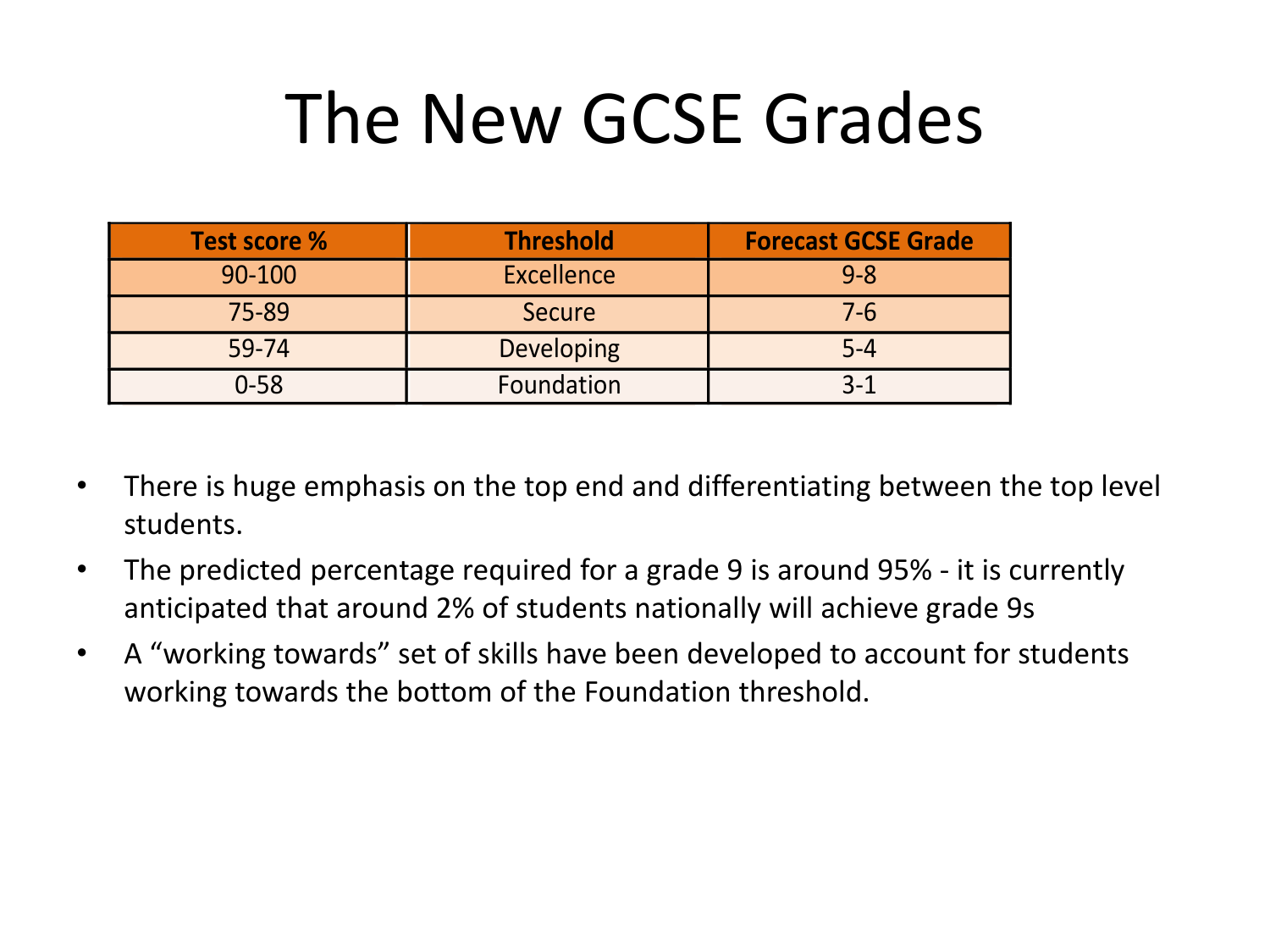# The New GCSE Grades

| Test score % | Threshold | Forecast GCSE Grade |
| --- | --- | --- |
| 90-100 | Excellence | 9-8 |
| 75-89 | Secure | 7-6 |
| 59-74 | Developing | 5-4 |
| 0-58 | Foundation | 3-1 |

- There is huge emphasis on the top end and differentiating between the top level students.
- The predicted percentage required for a grade 9 is around 95% - it is currently anticipated that around 2% of students nationally will achieve grade 9s
- A “working towards” set of skills have been developed to account for students working towards the bottom of the Foundation threshold.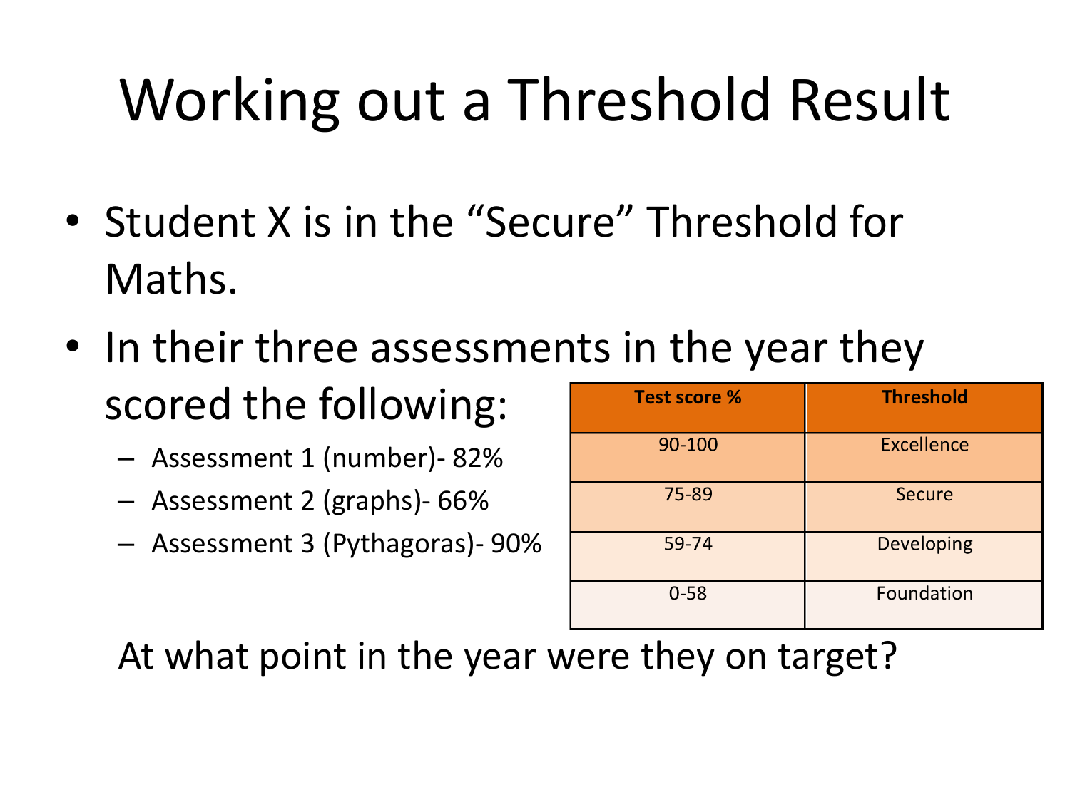# Working out a Threshold Result

- Student X is in the "Secure" Threshold for Maths.
- In their three assessments in the year they scored the following:
  - Assessment 1 (number)- 82%
  - Assessment 2 (graphs)- 66%
  - Assessment 3 (Pythagoras)- 90%

| Test score % | Threshold |
|---|---|
| 90-100 | Excellence |
| 75-89 | Secure |
| 59-74 | Developing |
| 0-58 | Foundation |

At what point in the year were they on target?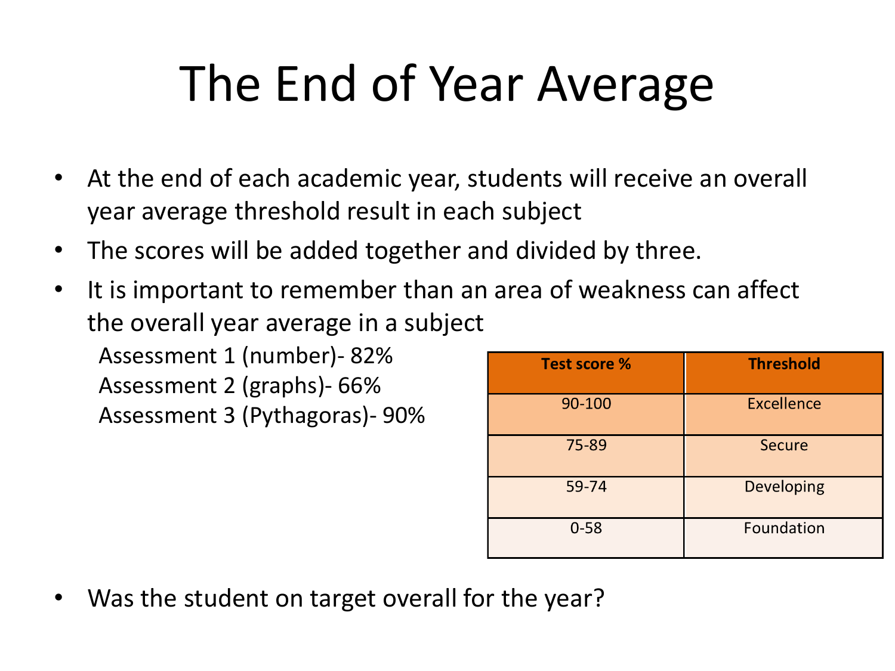# The End of Year Average

- At the end of each academic year, students will receive an overall year average threshold result in each subject
- The scores will be added together and divided by three.
- It is important to remember than an area of weakness can affect the overall year average in a subject

  Assessment 1 (number)- 82%
  Assessment 2 (graphs)- 66%
  Assessment 3 (Pythagoras)- 90%

| Test score % | Threshold |
|---|---|
| 90-100 | Excellence |
| 75-89 | Secure |
| 59-74 | Developing |
| 0-58 | Foundation |

- Was the student on target overall for the year?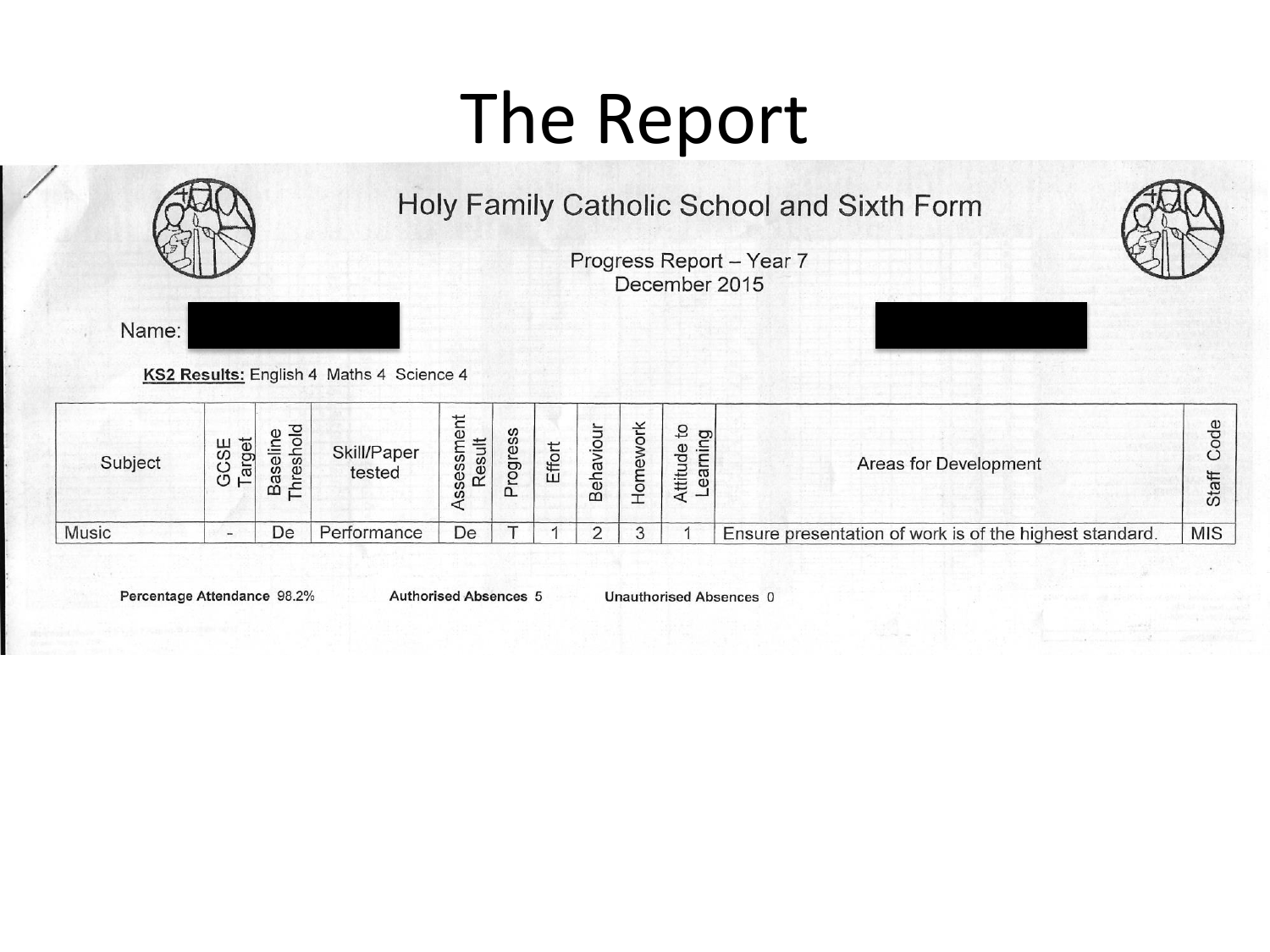# The Report

## Holy Family Catholic School and Sixth Form

Progress Report – Year 7
December 2015

Name:

**KS2 Results:** English 4 Maths 4 Science 4

| Subject | GCSE Target | Baseline Threshold | Skill/Paper tested | Assessment Result | Progress | Effort | Behaviour | Homework | Attitude to Learning | Areas for Development | Staff Code |
|---|---|---|---|---|---|---|---|---|---|---|---|
| Music | - | De | Performance | De | T | 1 | 2 | 3 | 1 | Ensure presentation of work is of the highest standard. | MIS |

**Percentage Attendance** 98.2% **Authorised Absences** 5 **Unauthorised Absences** 0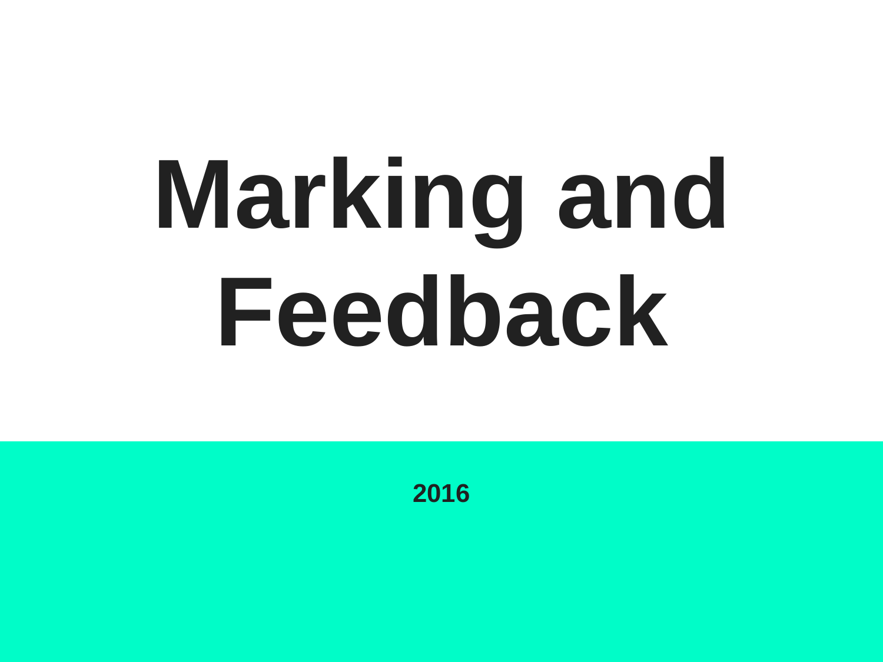# Marking and Feedback

2016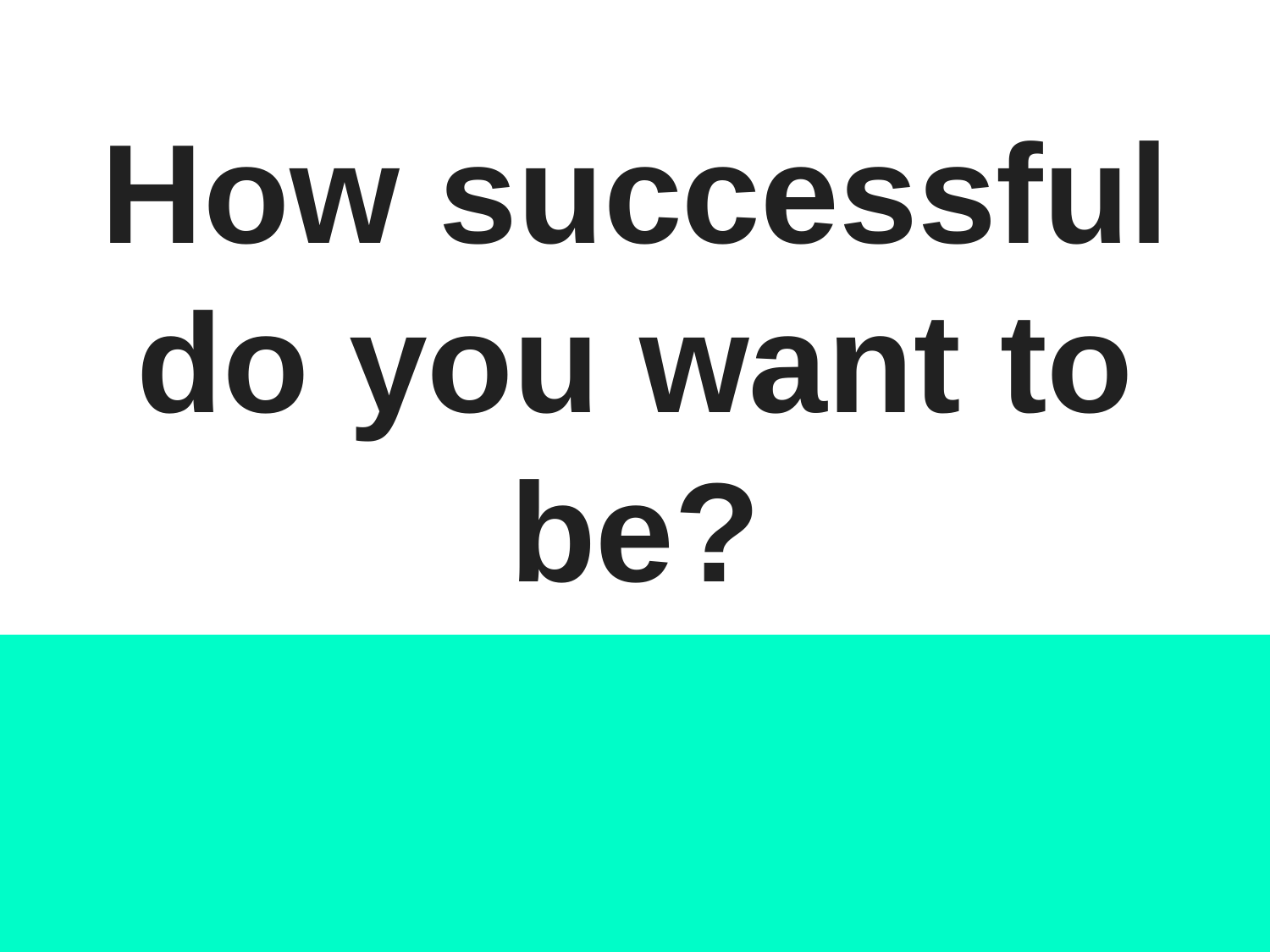# How successful do you want to be?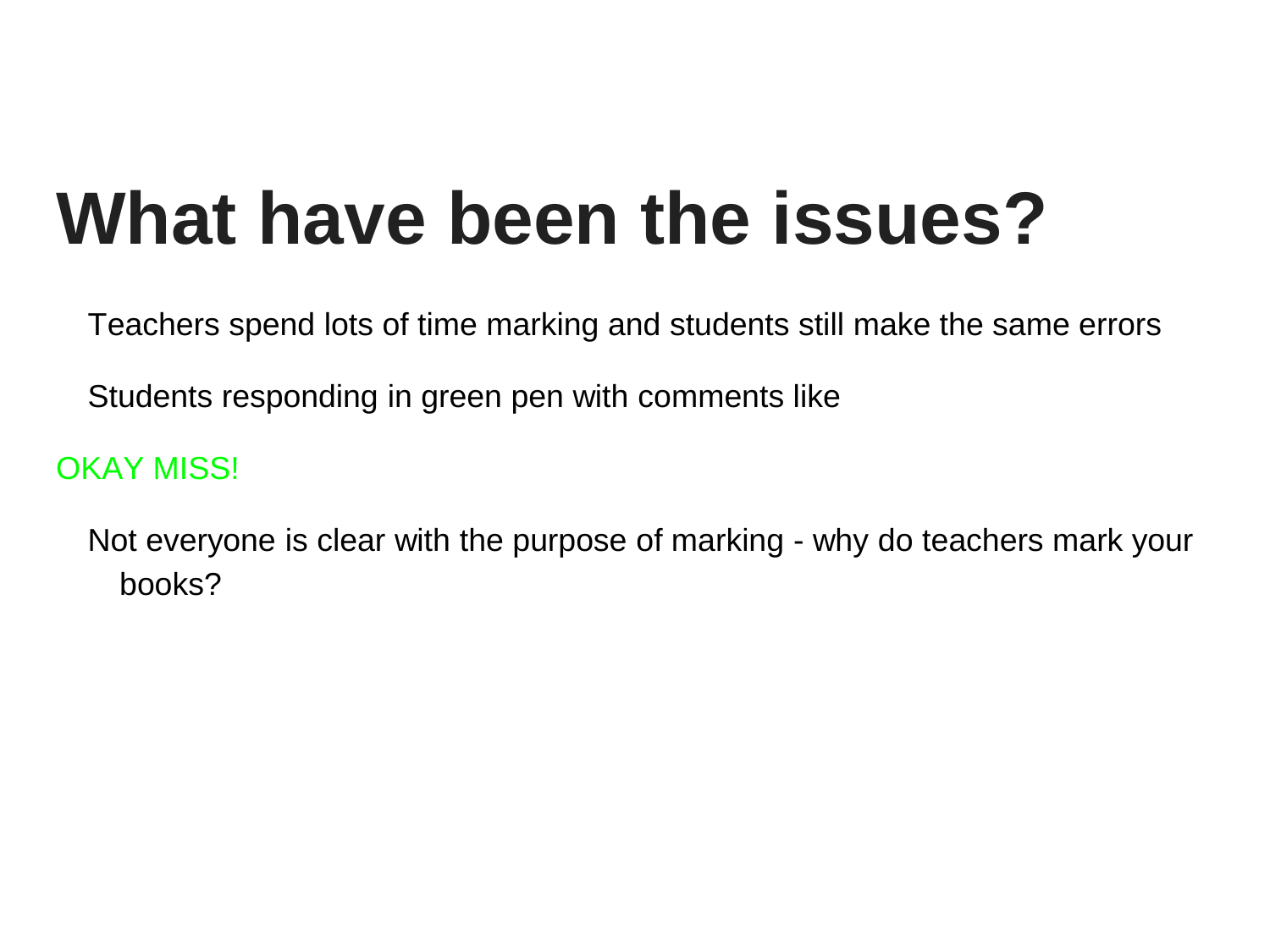# What have been the issues?

Teachers spend lots of time marking and students still make the same errors

Students responding in green pen with comments like

OKAY MISS!

Not everyone is clear with the purpose of marking - why do teachers mark your books?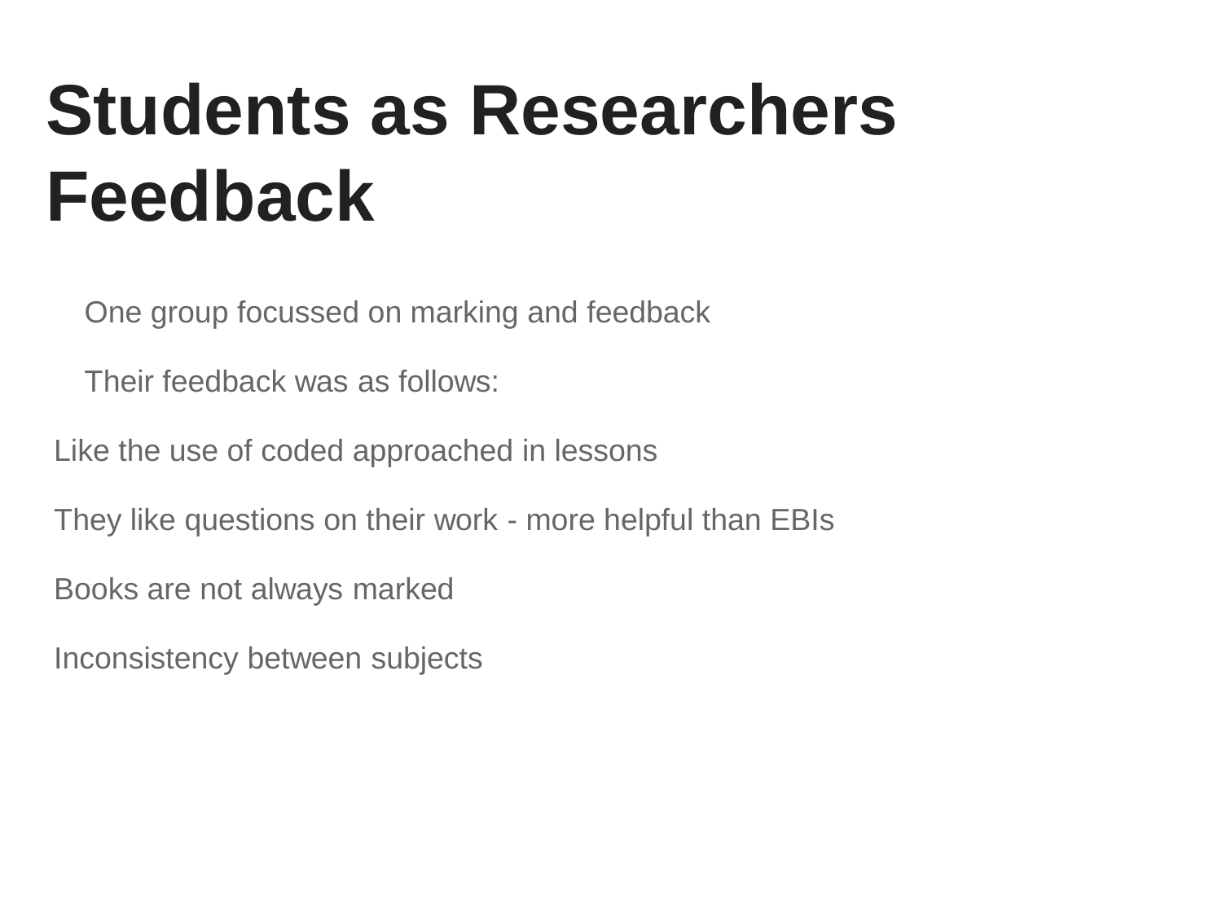# Students as Researchers Feedback

One group focussed on marking and feedback

Their feedback was as follows:

Like the use of coded approached in lessons

They like questions on their work - more helpful than EBIs

Books are not always marked

Inconsistency between subjects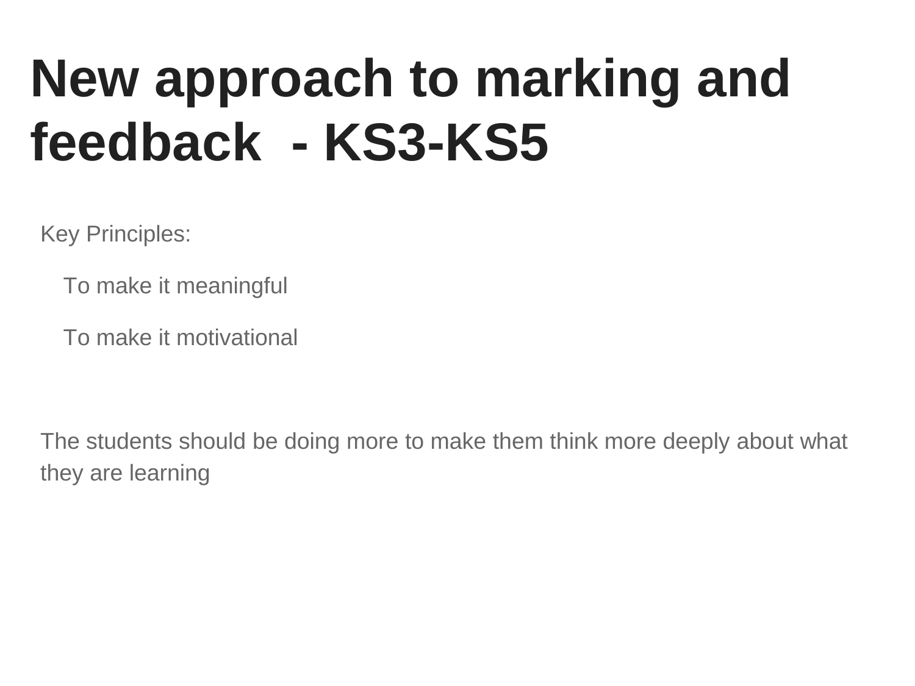# New approach to marking and feedback - KS3-KS5

Key Principles:

- To make it meaningful
- To make it motivational

The students should be doing more to make them think more deeply about what they are learning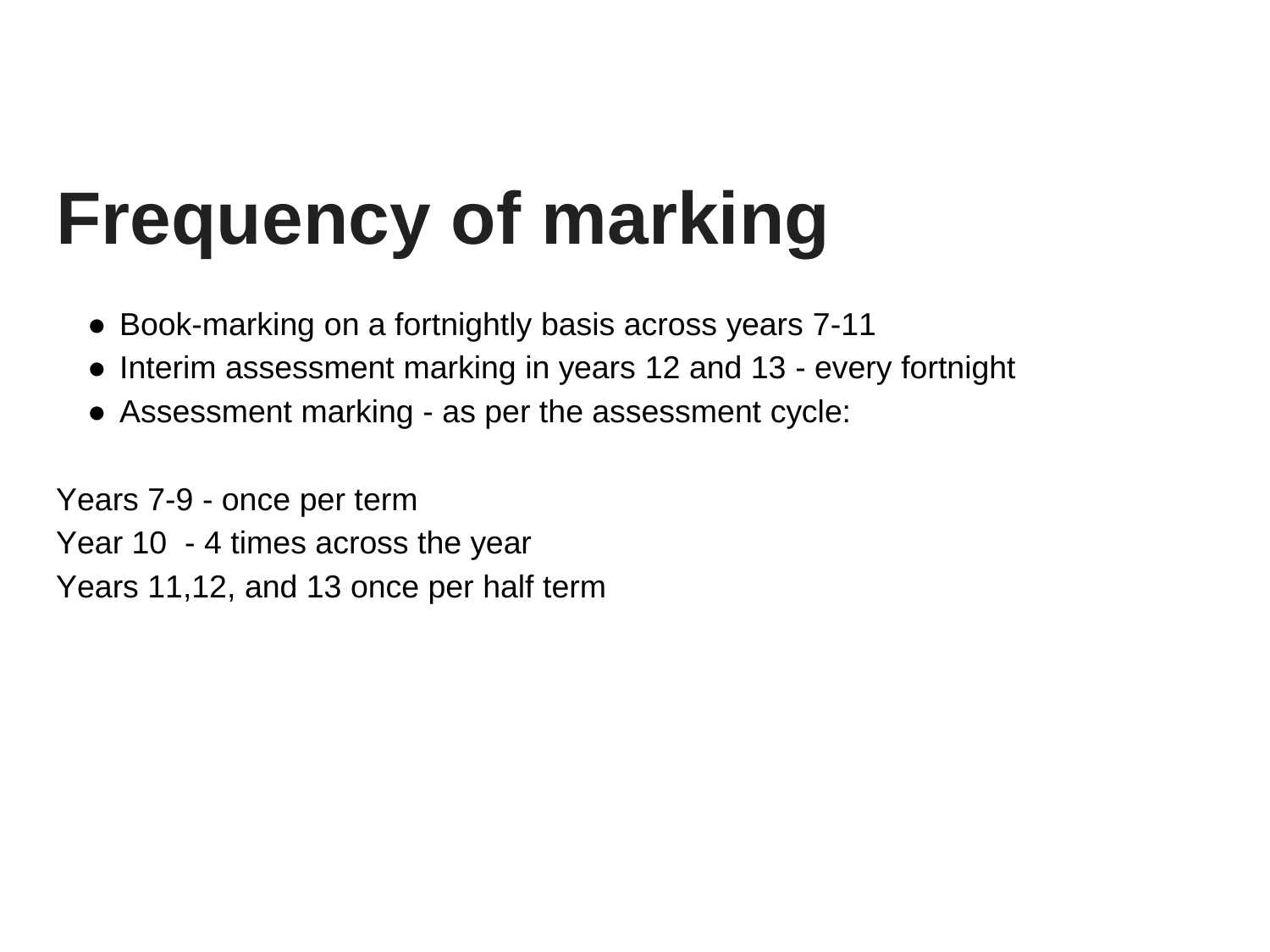# Frequency of marking

- Book-marking on a fortnightly basis across years 7-11
- Interim assessment marking in years 12 and 13 - every fortnight
- Assessment marking - as per the assessment cycle:

Years 7-9 - once per term
Year 10 - 4 times across the year
Years 11,12, and 13 once per half term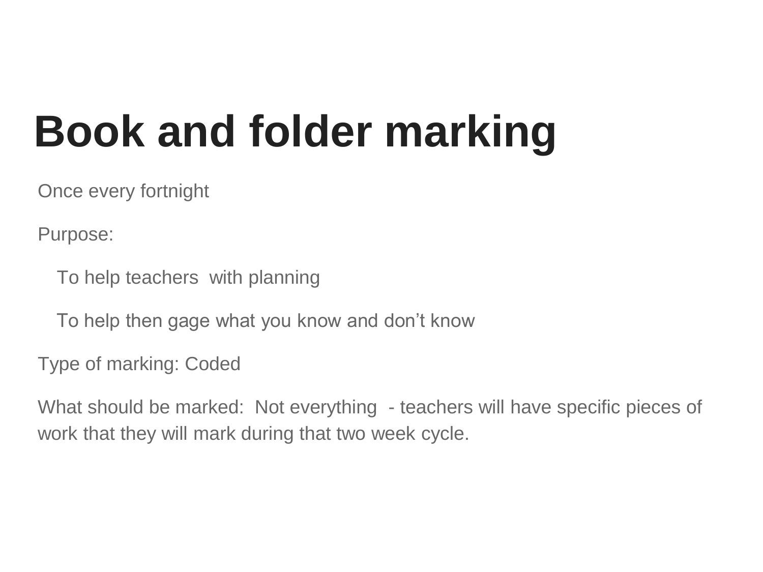# Book and folder marking

Once every fortnight

Purpose:

- To help teachers  with planning
- To help then gage what you know and don't know

Type of marking: Coded

What should be marked:  Not everything  - teachers will have specific pieces of work that they will mark during that two week cycle.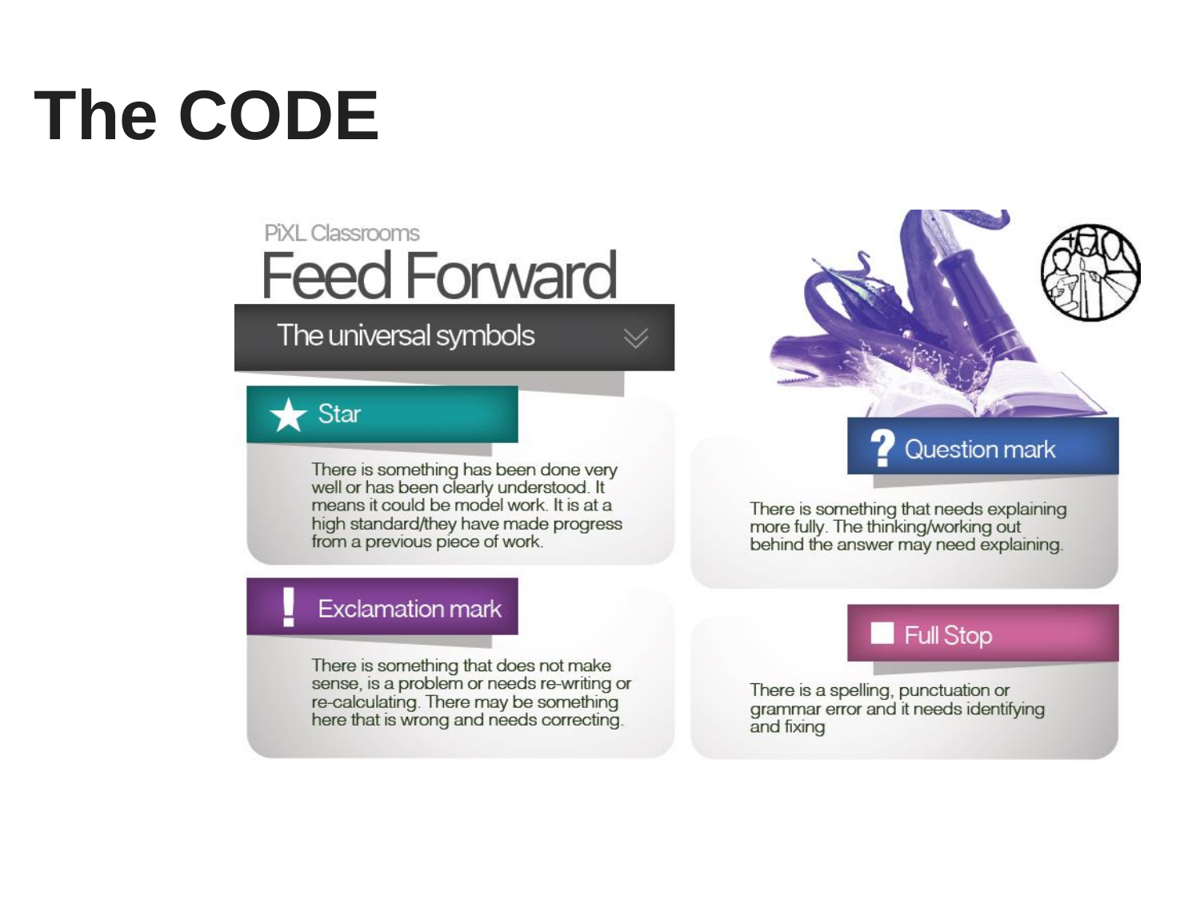# The CODE

PiXL Classrooms

## Feed Forward

### The universal symbols

**★ Star**

There is something has been done very well or has been clearly understood. It means it could be model work. It is at a high standard/they have made progress from a previous piece of work.

**! Exclamation mark**

There is something that does not make sense, is a problem or needs re-writing or re-calculating. There may be something here that is wrong and needs correcting.

**? Question mark**

There is something that needs explaining more fully. The thinking/working out behind the answer may need explaining.

**■ Full Stop**

There is a spelling, punctuation or grammar error and it needs identifying and fixing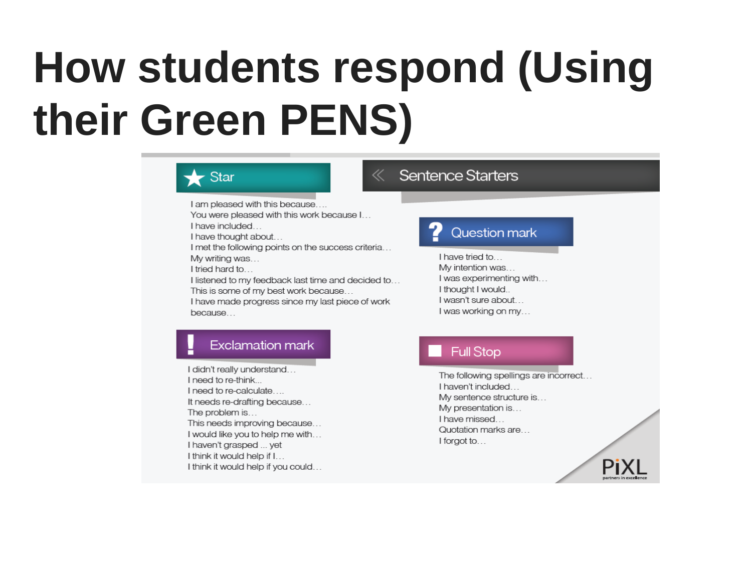# How students respond (Using their Green PENS)

## Sentence Starters

### Star

- I am pleased with this because….
- You were pleased with this work because I…
- I have included…
- I have thought about…
- I met the following points on the success criteria…
- My writing was…
- I tried hard to…
- I listened to my feedback last time and decided to…
- This is some of my best work because…
- I have made progress since my last piece of work because…

### Question mark

- I have tried to…
- My intention was…
- I was experimenting with…
- I thought I would..
- I wasn't sure about…
- I was working on my…

### Exclamation mark

- I didn't really understand…
- I need to re-think...
- I need to re-calculate….
- It needs re-drafting because…
- The problem is…
- This needs improving because…
- I would like you to help me with…
- I haven't grasped ... yet
- I think it would help if I…
- I think it would help if you could…

### Full Stop

- The following spellings are incorrect…
- I haven't included…
- My sentence structure is…
- My presentation is…
- I have missed…
- Quotation marks are…
- I forgot to…

PiXL partners in excellence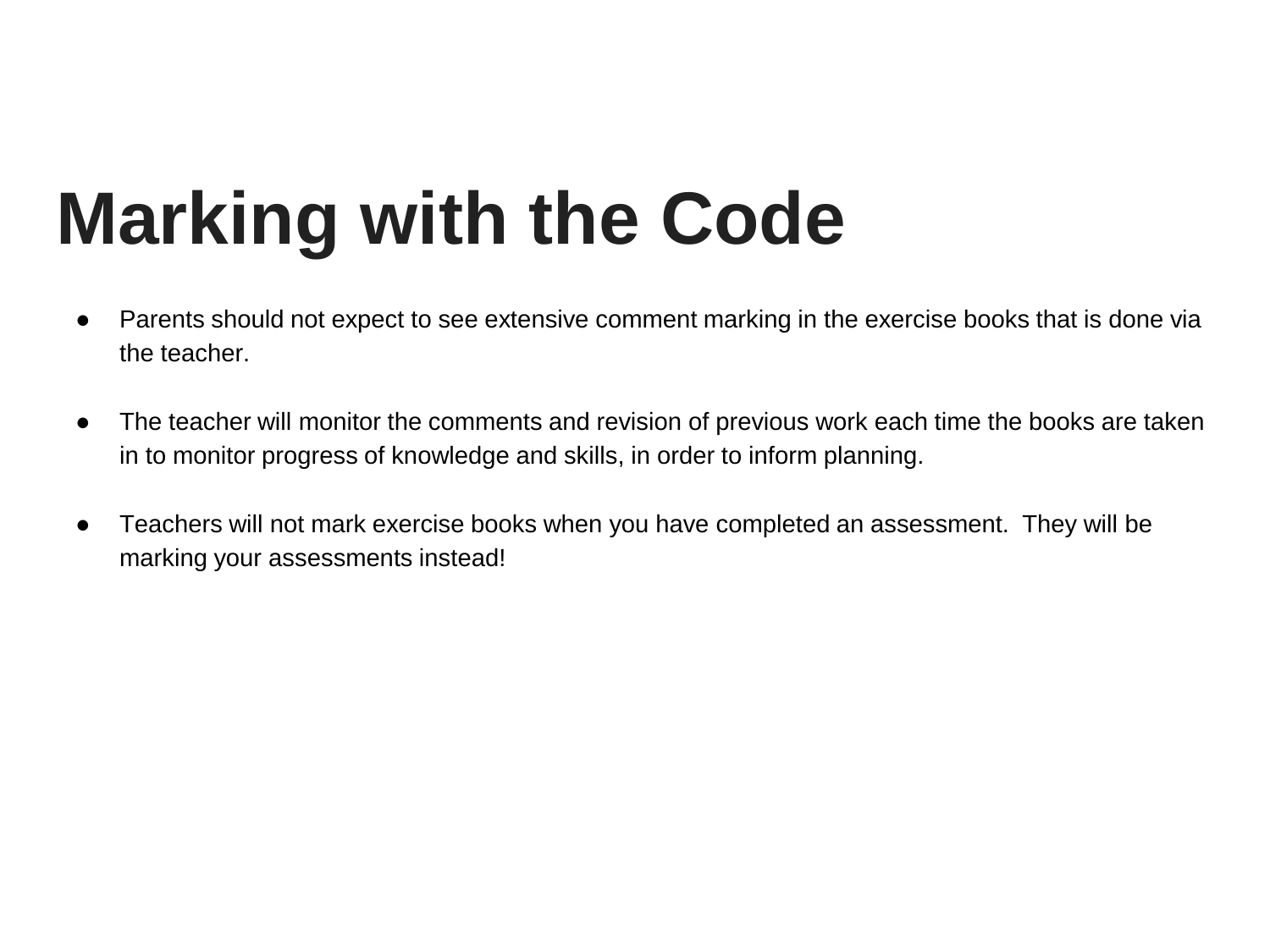# Marking with the Code

- Parents should not expect to see extensive comment marking in the exercise books that is done via the teacher.

- The teacher will monitor the comments and revision of previous work each time the books are taken in to monitor progress of knowledge and skills, in order to inform planning.

- Teachers will not mark exercise books when you have completed an assessment. They will be marking your assessments instead!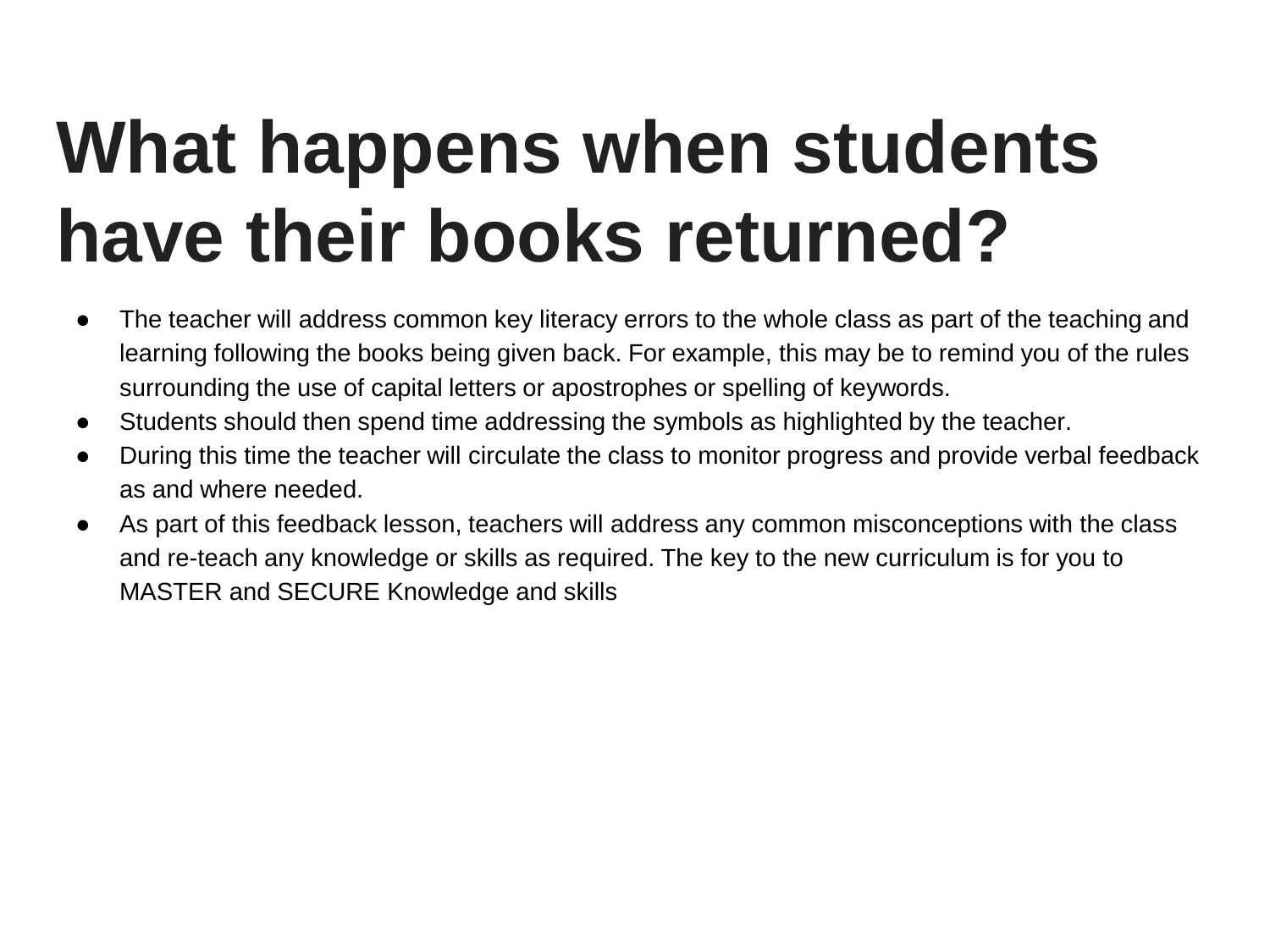# What happens when students have their books returned?

- The teacher will address common key literacy errors to the whole class as part of the teaching and learning following the books being given back. For example, this may be to remind you of the rules surrounding the use of capital letters or apostrophes or spelling of keywords.
- Students should then spend time addressing the symbols as highlighted by the teacher.
- During this time the teacher will circulate the class to monitor progress and provide verbal feedback as and where needed.
- As part of this feedback lesson, teachers will address any common misconceptions with the class and re-teach any knowledge or skills as required. The key to the new curriculum is for you to MASTER and SECURE Knowledge and skills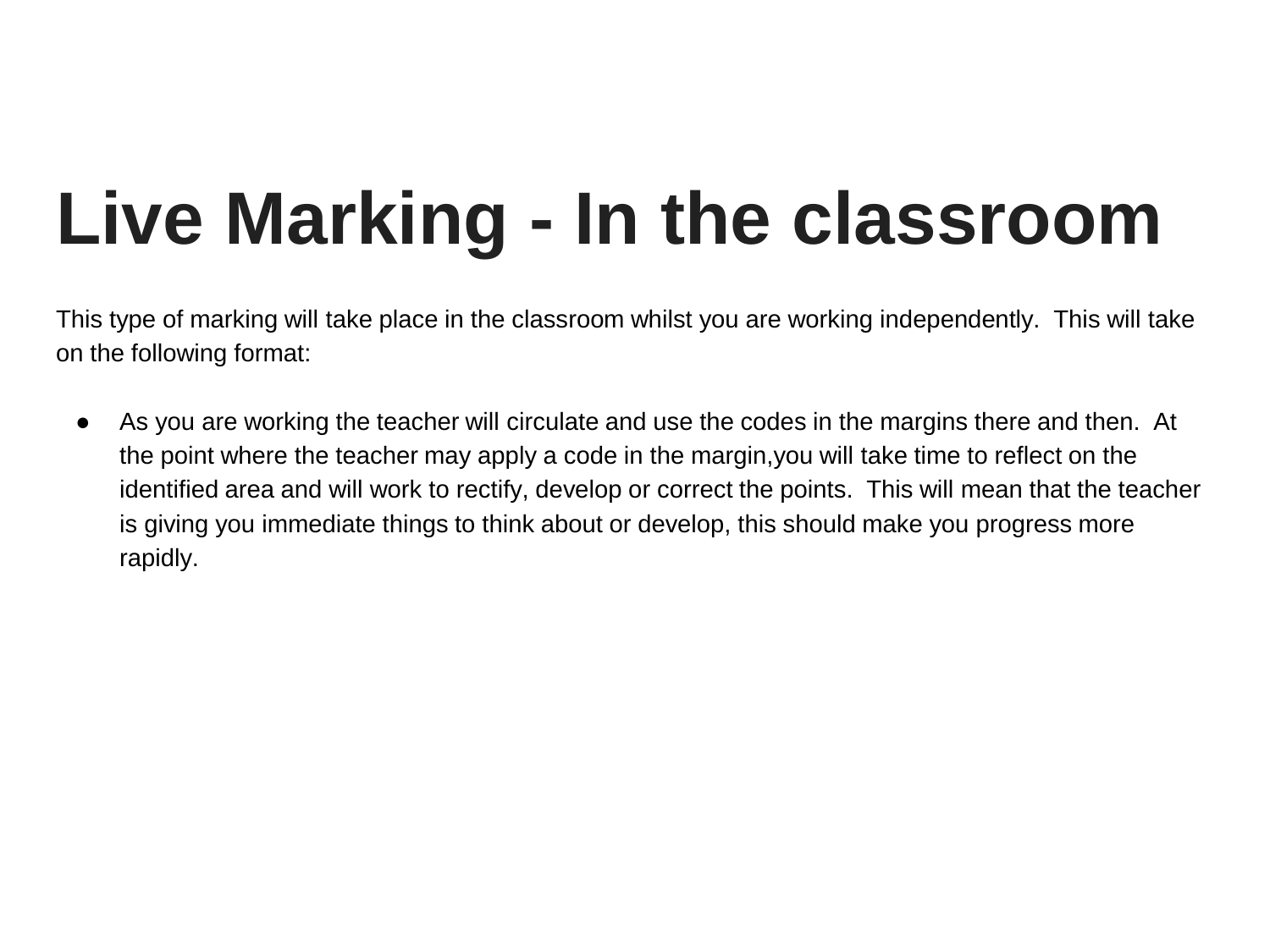# Live Marking - In the classroom

This type of marking will take place in the classroom whilst you are working independently. This will take on the following format:

- As you are working the teacher will circulate and use the codes in the margins there and then. At the point where the teacher may apply a code in the margin,you will take time to reflect on the identified area and will work to rectify, develop or correct the points. This will mean that the teacher is giving you immediate things to think about or develop, this should make you progress more rapidly.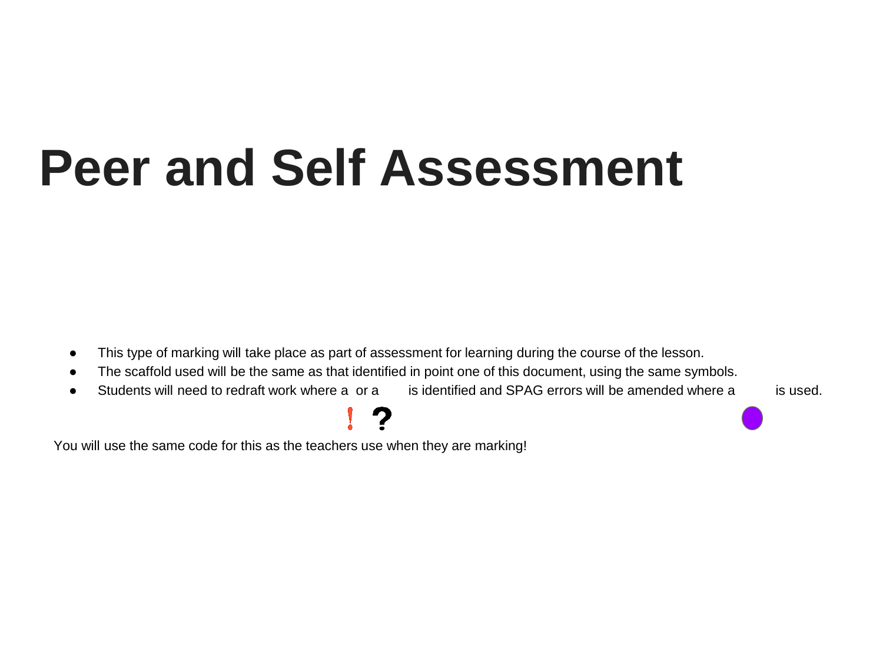# Peer and Self Assessment

- This type of marking will take place as part of assessment for learning during the course of the lesson.
- The scaffold used will be the same as that identified in point one of this document, using the same symbols.
- Students will need to redraft work where a ! or a ? is identified and SPAG errors will be amended where a ● is used.

You will use the same code for this as the teachers use when they are marking!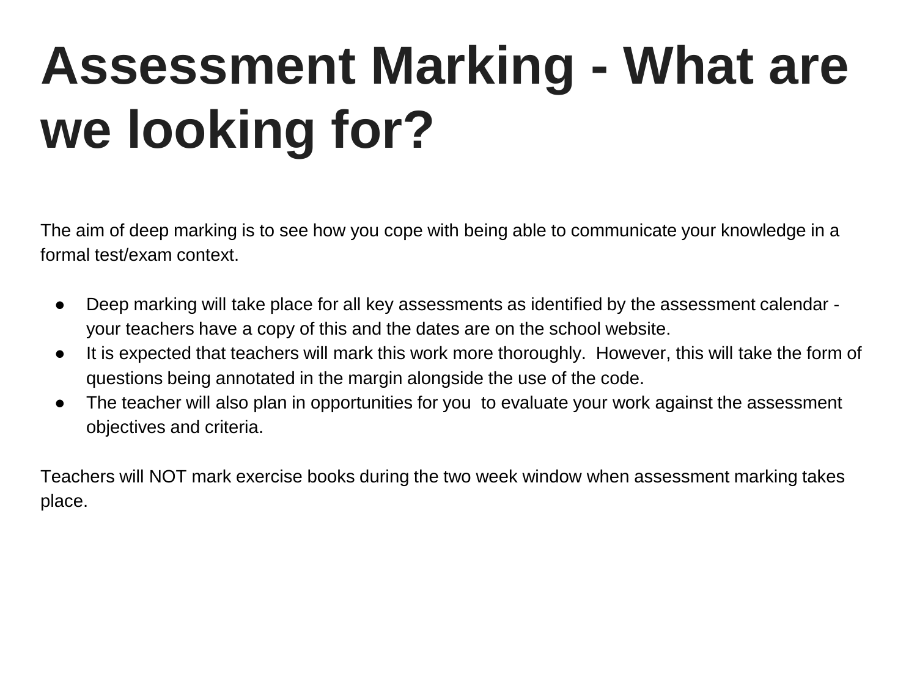# Assessment Marking - What are we looking for?

The aim of deep marking is to see how you cope with being able to communicate your knowledge in a formal test/exam context.

- Deep marking will take place for all key assessments as identified by the assessment calendar - your teachers have a copy of this and the dates are on the school website.
- It is expected that teachers will mark this work more thoroughly. However, this will take the form of questions being annotated in the margin alongside the use of the code.
- The teacher will also plan in opportunities for you to evaluate your work against the assessment objectives and criteria.

Teachers will NOT mark exercise books during the two week window when assessment marking takes place.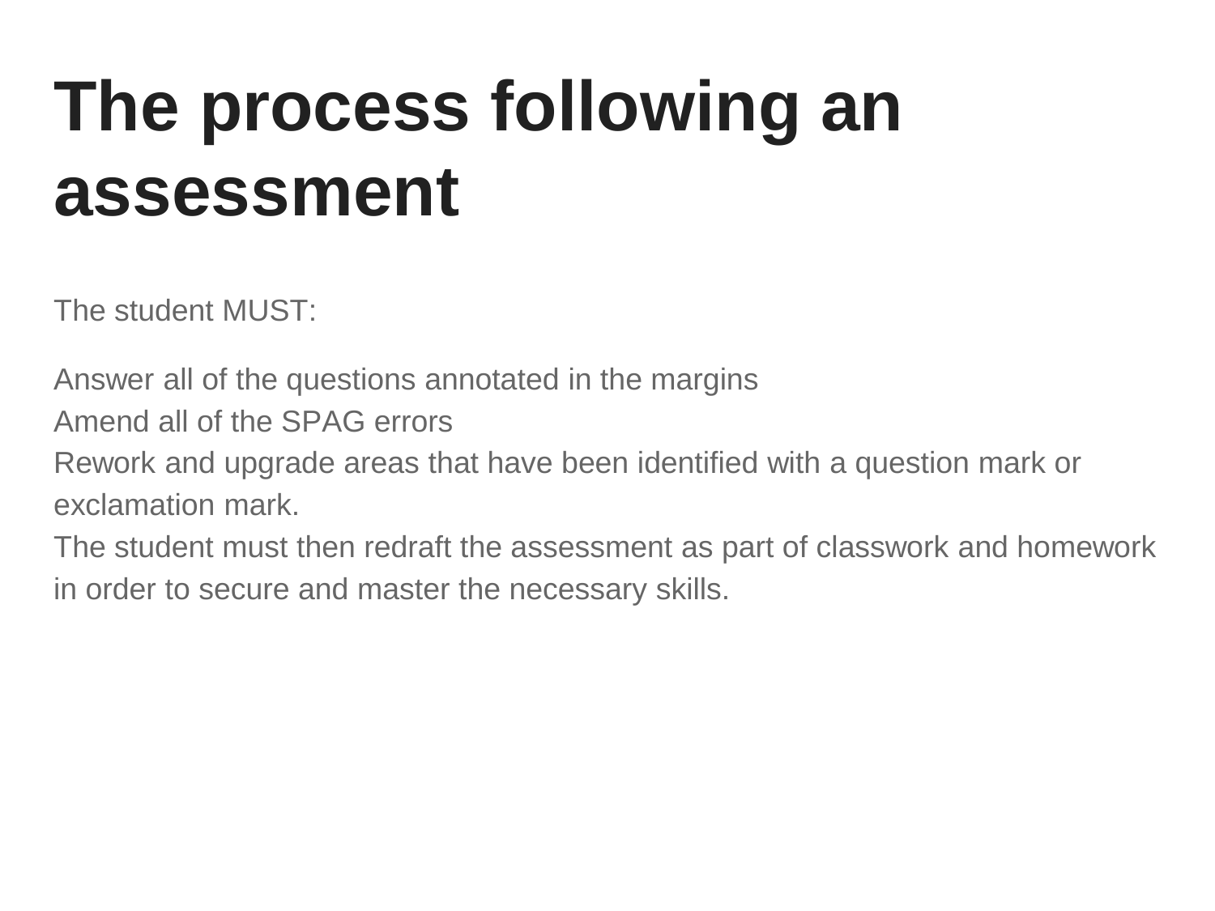# The process following an assessment

The student MUST:

Answer all of the questions annotated in the margins
Amend all of the SPAG errors
Rework and upgrade areas that have been identified with a question mark or exclamation mark.
The student must then redraft the assessment as part of classwork and homework in order to secure and master the necessary skills.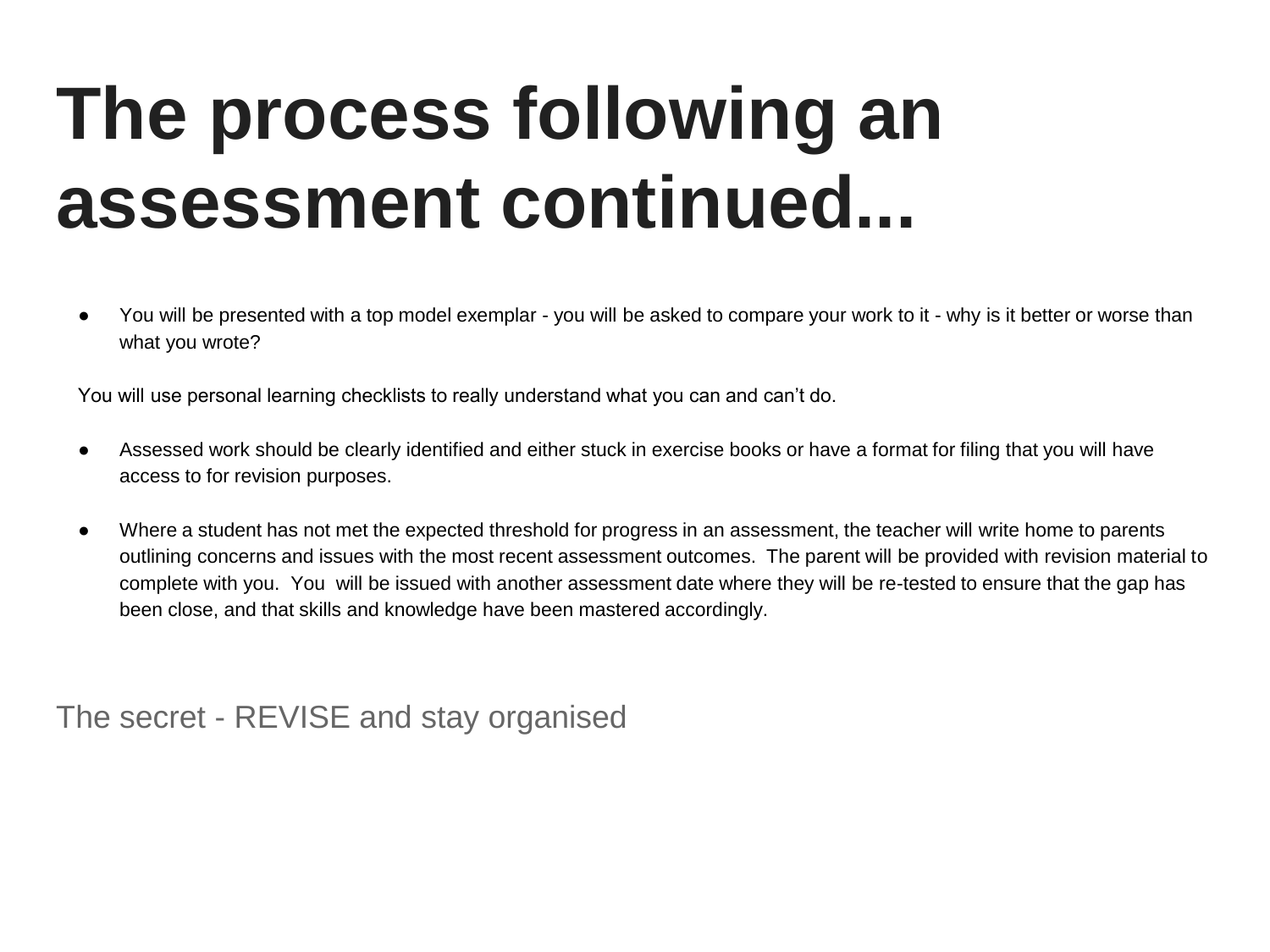# The process following an assessment continued...

- You will be presented with a top model exemplar - you will be asked to compare your work to it - why is it better or worse than what you wrote?

You will use personal learning checklists to really understand what you can and can't do.

- Assessed work should be clearly identified and either stuck in exercise books or have a format for filing that you will have access to for revision purposes.

- Where a student has not met the expected threshold for progress in an assessment, the teacher will write home to parents outlining concerns and issues with the most recent assessment outcomes. The parent will be provided with revision material to complete with you. You will be issued with another assessment date where they will be re-tested to ensure that the gap has been close, and that skills and knowledge have been mastered accordingly.

The secret - REVISE and stay organised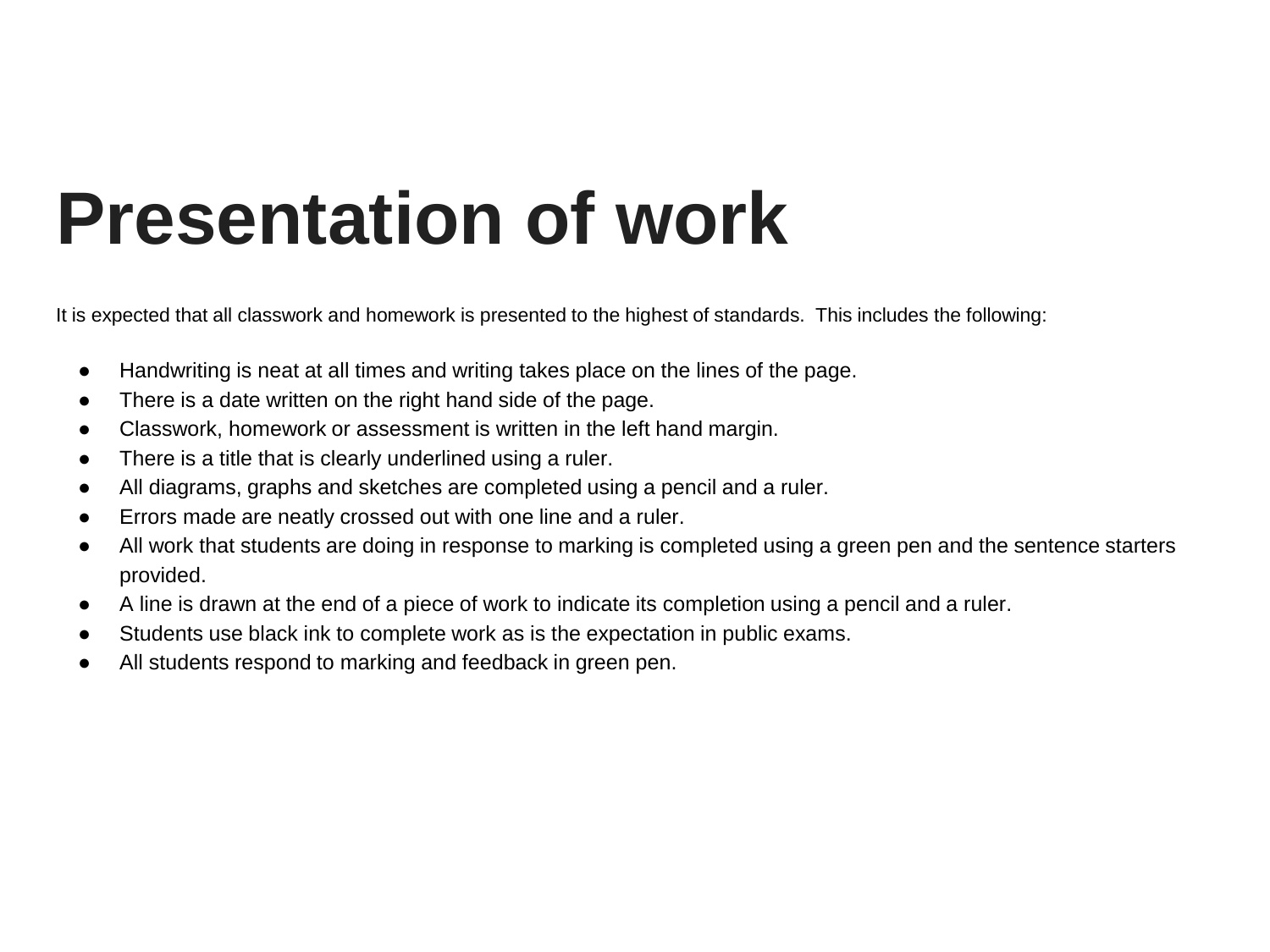# Presentation of work

It is expected that all classwork and homework is presented to the highest of standards. This includes the following:

- Handwriting is neat at all times and writing takes place on the lines of the page.
- There is a date written on the right hand side of the page.
- Classwork, homework or assessment is written in the left hand margin.
- There is a title that is clearly underlined using a ruler.
- All diagrams, graphs and sketches are completed using a pencil and a ruler.
- Errors made are neatly crossed out with one line and a ruler.
- All work that students are doing in response to marking is completed using a green pen and the sentence starters provided.
- A line is drawn at the end of a piece of work to indicate its completion using a pencil and a ruler.
- Students use black ink to complete work as is the expectation in public exams.
- All students respond to marking and feedback in green pen.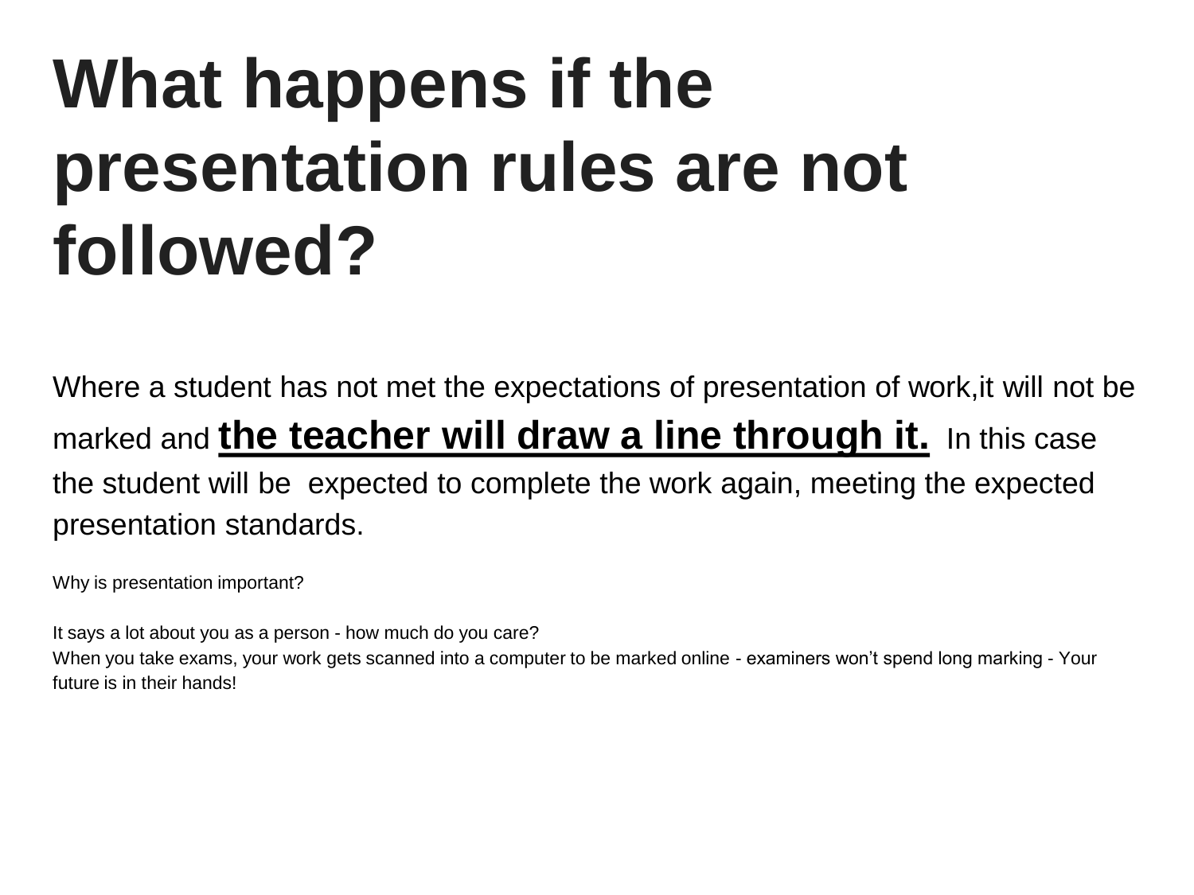# What happens if the presentation rules are not followed?

Where a student has not met the expectations of presentation of work,it will not be marked and **<u>the teacher will draw a line through it.</u>** In this case the student will be expected to complete the work again, meeting the expected presentation standards.

Why is presentation important?

It says a lot about you as a person - how much do you care?
When you take exams, your work gets scanned into a computer to be marked online - examiners won't spend long marking - Your future is in their hands!